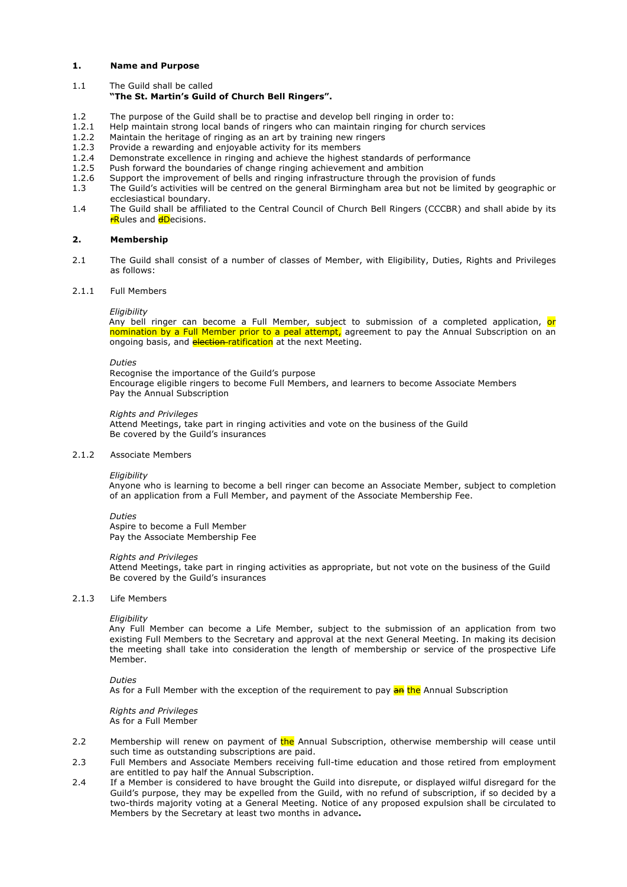## 1. Name and Purpose

1.1 The Guild shall be called
**"The St. Martin's Guild of Church Bell Ringers".**

1.2 The purpose of the Guild shall be to practise and develop bell ringing in order to:

1.2.1 Help maintain strong local bands of ringers who can maintain ringing for church services

1.2.2 Maintain the heritage of ringing as an art by training new ringers

1.2.3 Provide a rewarding and enjoyable activity for its members

1.2.4 Demonstrate excellence in ringing and achieve the highest standards of performance

1.2.5 Push forward the boundaries of change ringing achievement and ambition

1.2.6 Support the improvement of bells and ringing infrastructure through the provision of funds

1.3 The Guild's activities will be centred on the general Birmingham area but not be limited by geographic or ecclesiastical boundary.

1.4 The Guild shall be affiliated to the Central Council of Church Bell Ringers (CCCBR) and shall abide by its ~~r~~Rules and ~~d~~Decisions.

## 2. Membership

2.1 The Guild shall consist of a number of classes of Member, with Eligibility, Duties, Rights and Privileges as follows:

2.1.1 Full Members

*Eligibility*
Any bell ringer can become a Full Member, subject to submission of a completed application, or nomination by a Full Member prior to a peal attempt, agreement to pay the Annual Subscription on an ongoing basis, and ~~election~~ ratification at the next Meeting.

*Duties*
Recognise the importance of the Guild's purpose
Encourage eligible ringers to become Full Members, and learners to become Associate Members
Pay the Annual Subscription

*Rights and Privileges*
Attend Meetings, take part in ringing activities and vote on the business of the Guild
Be covered by the Guild's insurances

2.1.2 Associate Members

*Eligibility*
Anyone who is learning to become a bell ringer can become an Associate Member, subject to completion of an application from a Full Member, and payment of the Associate Membership Fee.

*Duties*
Aspire to become a Full Member
Pay the Associate Membership Fee

*Rights and Privileges*
Attend Meetings, take part in ringing activities as appropriate, but not vote on the business of the Guild
Be covered by the Guild's insurances

2.1.3 Life Members

*Eligibility*
Any Full Member can become a Life Member, subject to the submission of an application from two existing Full Members to the Secretary and approval at the next General Meeting. In making its decision the meeting shall take into consideration the length of membership or service of the prospective Life Member.

*Duties*
As for a Full Member with the exception of the requirement to pay ~~an~~ the Annual Subscription

*Rights and Privileges*
As for a Full Member

2.2 Membership will renew on payment of the Annual Subscription, otherwise membership will cease until such time as outstanding subscriptions are paid.

2.3 Full Members and Associate Members receiving full-time education and those retired from employment are entitled to pay half the Annual Subscription.

2.4 If a Member is considered to have brought the Guild into disrepute, or displayed wilful disregard for the Guild's purpose, they may be expelled from the Guild, with no refund of subscription, if so decided by a two-thirds majority voting at a General Meeting. Notice of any proposed expulsion shall be circulated to Members by the Secretary at least two months in advance.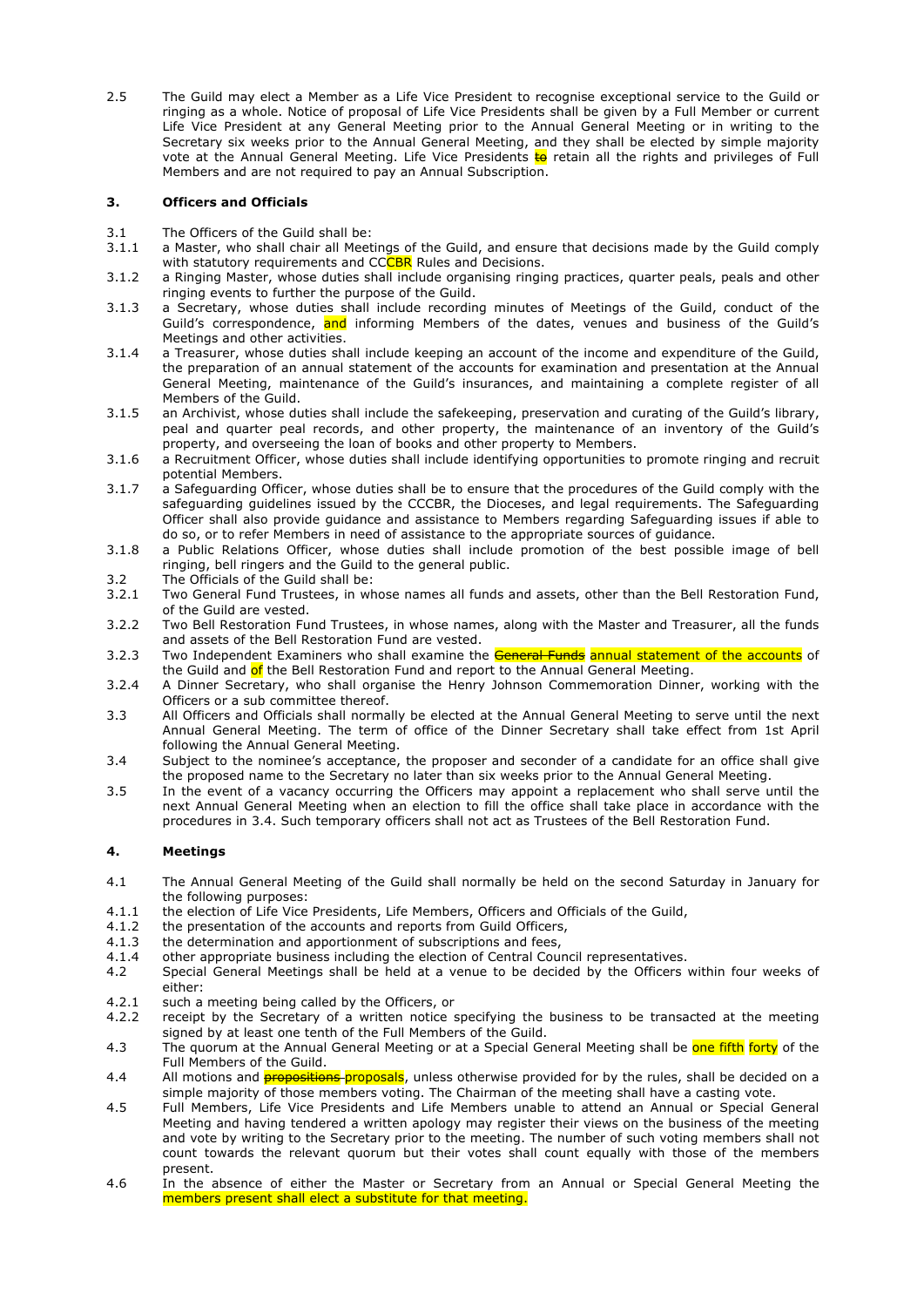2.5 The Guild may elect a Member as a Life Vice President to recognise exceptional service to the Guild or ringing as a whole. Notice of proposal of Life Vice Presidents shall be given by a Full Member or current Life Vice President at any General Meeting prior to the Annual General Meeting or in writing to the Secretary six weeks prior to the Annual General Meeting, and they shall be elected by simple majority vote at the Annual General Meeting. Life Vice Presidents ~~to~~ retain all the rights and privileges of Full Members and are not required to pay an Annual Subscription.

### 3. Officers and Officials

3.1 The Officers of the Guild shall be:

3.1.1 a Master, who shall chair all Meetings of the Guild, and ensure that decisions made by the Guild comply with statutory requirements and CCCBR Rules and Decisions.

3.1.2 a Ringing Master, whose duties shall include organising ringing practices, quarter peals, peals and other ringing events to further the purpose of the Guild.

3.1.3 a Secretary, whose duties shall include recording minutes of Meetings of the Guild, conduct of the Guild's correspondence, and informing Members of the dates, venues and business of the Guild's Meetings and other activities.

3.1.4 a Treasurer, whose duties shall include keeping an account of the income and expenditure of the Guild, the preparation of an annual statement of the accounts for examination and presentation at the Annual General Meeting, maintenance of the Guild's insurances, and maintaining a complete register of all Members of the Guild.

3.1.5 an Archivist, whose duties shall include the safekeeping, preservation and curating of the Guild's library, peal and quarter peal records, and other property, the maintenance of an inventory of the Guild's property, and overseeing the loan of books and other property to Members.

3.1.6 a Recruitment Officer, whose duties shall include identifying opportunities to promote ringing and recruit potential Members.

3.1.7 a Safeguarding Officer, whose duties shall be to ensure that the procedures of the Guild comply with the safeguarding guidelines issued by the CCCBR, the Dioceses, and legal requirements. The Safeguarding Officer shall also provide guidance and assistance to Members regarding Safeguarding issues if able to do so, or to refer Members in need of assistance to the appropriate sources of guidance.

3.1.8 a Public Relations Officer, whose duties shall include promotion of the best possible image of bell ringing, bell ringers and the Guild to the general public.

3.2 The Officials of the Guild shall be:

3.2.1 Two General Fund Trustees, in whose names all funds and assets, other than the Bell Restoration Fund, of the Guild are vested.

3.2.2 Two Bell Restoration Fund Trustees, in whose names, along with the Master and Treasurer, all the funds and assets of the Bell Restoration Fund are vested.

3.2.3 Two Independent Examiners who shall examine the ~~General Funds~~ annual statement of the accounts of the Guild and of the Bell Restoration Fund and report to the Annual General Meeting.

3.2.4 A Dinner Secretary, who shall organise the Henry Johnson Commemoration Dinner, working with the Officers or a sub committee thereof.

3.3 All Officers and Officials shall normally be elected at the Annual General Meeting to serve until the next Annual General Meeting. The term of office of the Dinner Secretary shall take effect from 1st April following the Annual General Meeting.

3.4 Subject to the nominee's acceptance, the proposer and seconder of a candidate for an office shall give the proposed name to the Secretary no later than six weeks prior to the Annual General Meeting.

3.5 In the event of a vacancy occurring the Officers may appoint a replacement who shall serve until the next Annual General Meeting when an election to fill the office shall take place in accordance with the procedures in 3.4. Such temporary officers shall not act as Trustees of the Bell Restoration Fund.

### 4. Meetings

4.1 The Annual General Meeting of the Guild shall normally be held on the second Saturday in January for the following purposes:

4.1.1 the election of Life Vice Presidents, Life Members, Officers and Officials of the Guild,

4.1.2 the presentation of the accounts and reports from Guild Officers,

4.1.3 the determination and apportionment of subscriptions and fees,

4.1.4 other appropriate business including the election of Central Council representatives.

4.2 Special General Meetings shall be held at a venue to be decided by the Officers within four weeks of either:

4.2.1 such a meeting being called by the Officers, or

4.2.2 receipt by the Secretary of a written notice specifying the business to be transacted at the meeting signed by at least one tenth of the Full Members of the Guild.

4.3 The quorum at the Annual General Meeting or at a Special General Meeting shall be one fifth forty of the Full Members of the Guild.

4.4 All motions and ~~propositions~~ proposals, unless otherwise provided for by the rules, shall be decided on a simple majority of those members voting. The Chairman of the meeting shall have a casting vote.

4.5 Full Members, Life Vice Presidents and Life Members unable to attend an Annual or Special General Meeting and having tendered a written apology may register their views on the business of the meeting and vote by writing to the Secretary prior to the meeting. The number of such voting members shall not count towards the relevant quorum but their votes shall count equally with those of the members present.

4.6 In the absence of either the Master or Secretary from an Annual or Special General Meeting the members present shall elect a substitute for that meeting.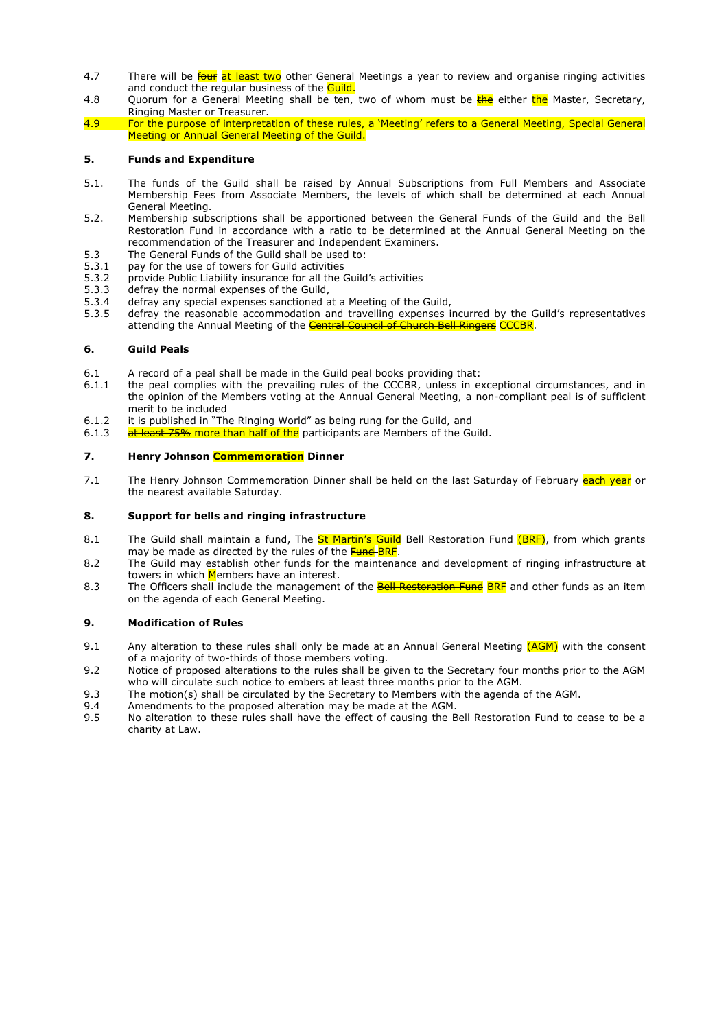4.7 There will be ~~four~~ at least two other General Meetings a year to review and organise ringing activities and conduct the regular business of the Guild.

4.8 Quorum for a General Meeting shall be ten, two of whom must be ~~the~~ either the Master, Secretary, Ringing Master or Treasurer.

4.9 For the purpose of interpretation of these rules, a 'Meeting' refers to a General Meeting, Special General Meeting or Annual General Meeting of the Guild.

## 5. Funds and Expenditure

5.1. The funds of the Guild shall be raised by Annual Subscriptions from Full Members and Associate Membership Fees from Associate Members, the levels of which shall be determined at each Annual General Meeting.

5.2. Membership subscriptions shall be apportioned between the General Funds of the Guild and the Bell Restoration Fund in accordance with a ratio to be determined at the Annual General Meeting on the recommendation of the Treasurer and Independent Examiners.

5.3 The General Funds of the Guild shall be used to:

5.3.1 pay for the use of towers for Guild activities

5.3.2 provide Public Liability insurance for all the Guild's activities

5.3.3 defray the normal expenses of the Guild,

5.3.4 defray any special expenses sanctioned at a Meeting of the Guild,

5.3.5 defray the reasonable accommodation and travelling expenses incurred by the Guild's representatives attending the Annual Meeting of the ~~Central Council of Church Bell Ringers~~ CCCBR.

## 6. Guild Peals

6.1 A record of a peal shall be made in the Guild peal books providing that:

6.1.1 the peal complies with the prevailing rules of the CCCBR, unless in exceptional circumstances, and in the opinion of the Members voting at the Annual General Meeting, a non-compliant peal is of sufficient merit to be included

6.1.2 it is published in "The Ringing World" as being rung for the Guild, and

6.1.3 ~~at least 75%~~ more than half of the participants are Members of the Guild.

## 7. Henry Johnson Commemoration Dinner

7.1 The Henry Johnson Commemoration Dinner shall be held on the last Saturday of February each year or the nearest available Saturday.

## 8. Support for bells and ringing infrastructure

8.1 The Guild shall maintain a fund, The St Martin's Guild Bell Restoration Fund (BRF), from which grants may be made as directed by the rules of the ~~Fund~~ BRF.

8.2 The Guild may establish other funds for the maintenance and development of ringing infrastructure at towers in which Members have an interest.

8.3 The Officers shall include the management of the ~~Bell Restoration Fund~~ BRF and other funds as an item on the agenda of each General Meeting.

## 9. Modification of Rules

9.1 Any alteration to these rules shall only be made at an Annual General Meeting (AGM) with the consent of a majority of two-thirds of those members voting.

9.2 Notice of proposed alterations to the rules shall be given to the Secretary four months prior to the AGM who will circulate such notice to embers at least three months prior to the AGM.

9.3 The motion(s) shall be circulated by the Secretary to Members with the agenda of the AGM.

9.4 Amendments to the proposed alteration may be made at the AGM.

9.5 No alteration to these rules shall have the effect of causing the Bell Restoration Fund to cease to be a charity at Law.